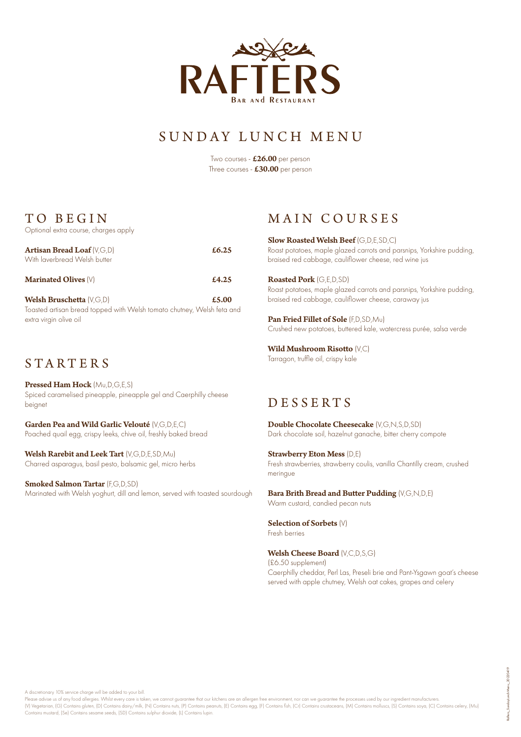# RAFTERS

Bar and Restaurant

## SUNDAY LUNCH MENU

Two courses - **£26.00** per person
Three courses - **£30.00** per person

## TO BEGIN

Optional extra course, charges apply

**Artisan Bread Loaf** (V,G,D) **£6.25**
With laverbread Welsh butter

**Marinated Olives** (V) **£4.25**

**Welsh Bruschetta** (V,G,D) **£5.00**
Toasted artisan bread topped with Welsh tomato chutney, Welsh feta and extra virgin olive oil

## STARTERS

**Pressed Ham Hock** (Mu,D,G,E,S)
Spiced caramelised pineapple, pineapple gel and Caerphilly cheese beignet

**Garden Pea and Wild Garlic Velouté** (V,G,D,E,C)
Poached quail egg, crispy leeks, chive oil, freshly baked bread

**Welsh Rarebit and Leek Tart** (V,G,D,E,SD,Mu)
Charred asparagus, basil pesto, balsamic gel, micro herbs

**Smoked Salmon Tartar** (F,G,D,SD)
Marinated with Welsh yoghurt, dill and lemon, served with toasted sourdough

## MAIN COURSES

**Slow Roasted Welsh Beef** (G,D,E,SD,C)
Roast potatoes, maple glazed carrots and parsnips, Yorkshire pudding, braised red cabbage, cauliflower cheese, red wine jus

**Roasted Pork** (G,E,D,SD)
Roast potatoes, maple glazed carrots and parsnips, Yorkshire pudding, braised red cabbage, cauliflower cheese, caraway jus

**Pan Fried Fillet of Sole** (F,D,SD,Mu)
Crushed new potatoes, buttered kale, watercress purée, salsa verde

**Wild Mushroom Risotto** (V,C)
Tarragon, truffle oil, crispy kale

## DESSERTS

**Double Chocolate Cheesecake** (V,G,N,S,D,SD)
Dark chocolate soil, hazelnut ganache, bitter cherry compote

**Strawberry Eton Mess** (D,E)
Fresh strawberries, strawberry coulis, vanilla Chantilly cream, crushed meringue

**Bara Brith Bread and Butter Pudding** (V,G,N,D,E)
Warm custard, candied pecan nuts

**Selection of Sorbets** (V)
Fresh berries

**Welsh Cheese Board** (V,C,D,S,G)
(£6.50 supplement)
Caerphilly cheddar, Perl Las, Preseli brie and Pant-Ysgawn goat's cheese served with apple chutney, Welsh oat cakes, grapes and celery

A discretionary 10% service charge will be added to your bill.
Please advise us of any food allergies. Whilst every care is taken, we cannot guarantee that our kitchens are an allergen free environment, nor can we guarantee the processes used by our ingredient manufacturers.
(V) Vegetarian, (G) Contains gluten, (D) Contains dairy/milk, (N) Contains nuts, (P) Contains peanuts, (E) Contains egg, (F) Contains fish, (Cr) Contains crustaceans, (M) Contains molluscs, (S) Contains soya, (C) Contains celery, (Mu) Contains mustard, (Se) Contains sesame seeds, (SD) Contains sulphur dioxide, (L) Contains lupin.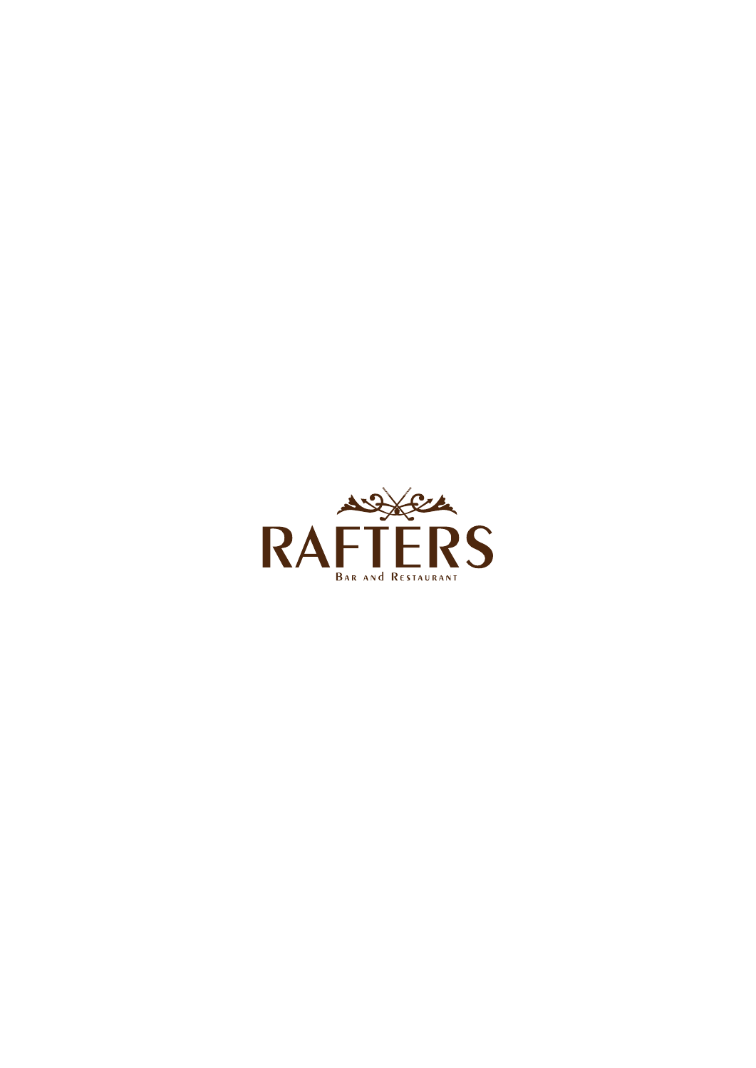# RAFTERS

Bar and Restaurant